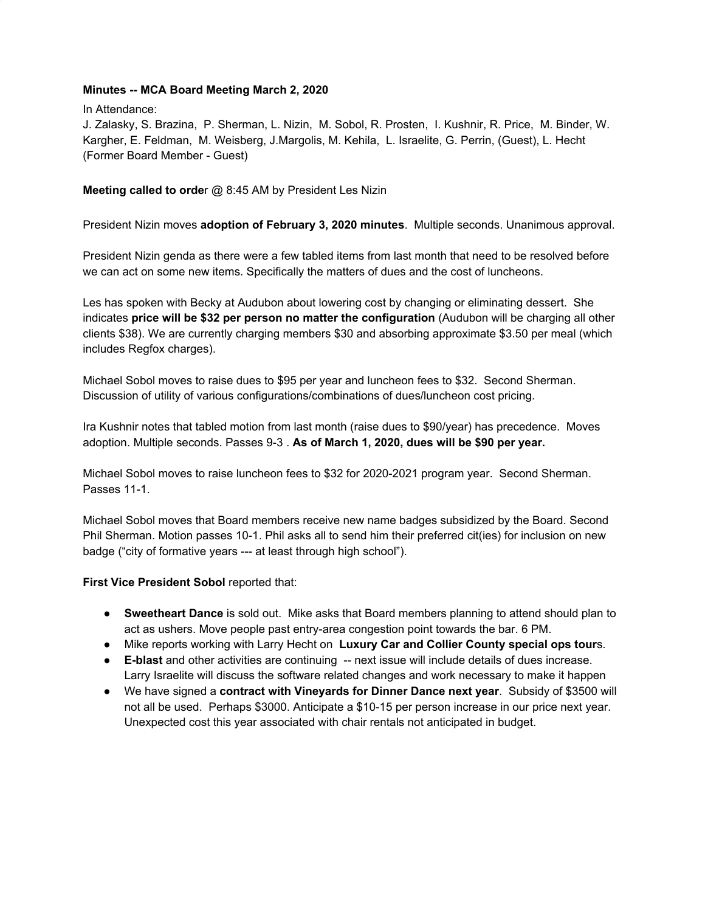**Minutes -- MCA Board Meeting March 2, 2020**

In Attendance:
J. Zalasky, S. Brazina, P. Sherman, L. Nizin, M. Sobol, R. Prosten, I. Kushnir, R. Price, M. Binder, W. Kargher, E. Feldman, M. Weisberg, J.Margolis, M. Kehila, L. Israelite, G. Perrin, (Guest), L. Hecht (Former Board Member - Guest)

**Meeting called to orde**r @ 8:45 AM by President Les Nizin

President Nizin moves **adoption of February 3, 2020 minutes**. Multiple seconds. Unanimous approval.

President Nizin genda as there were a few tabled items from last month that need to be resolved before we can act on some new items. Specifically the matters of dues and the cost of luncheons.

Les has spoken with Becky at Audubon about lowering cost by changing or eliminating dessert. She indicates **price will be $32 per person no matter the configuration** (Audubon will be charging all other clients $38). We are currently charging members $30 and absorbing approximate $3.50 per meal (which includes Regfox charges).

Michael Sobol moves to raise dues to $95 per year and luncheon fees to $32. Second Sherman. Discussion of utility of various configurations/combinations of dues/luncheon cost pricing.

Ira Kushnir notes that tabled motion from last month (raise dues to $90/year) has precedence. Moves adoption. Multiple seconds. Passes 9-3 . **As of March 1, 2020, dues will be $90 per year.**

Michael Sobol moves to raise luncheon fees to $32 for 2020-2021 program year. Second Sherman. Passes 11-1.

Michael Sobol moves that Board members receive new name badges subsidized by the Board. Second Phil Sherman. Motion passes 10-1. Phil asks all to send him their preferred cit(ies) for inclusion on new badge ("city of formative years --- at least through high school").

**First Vice President Sobol** reported that:

- **Sweetheart Dance** is sold out. Mike asks that Board members planning to attend should plan to act as ushers. Move people past entry-area congestion point towards the bar. 6 PM.
- Mike reports working with Larry Hecht on **Luxury Car and Collier County special ops tour**s.
- **E-blast** and other activities are continuing -- next issue will include details of dues increase. Larry Israelite will discuss the software related changes and work necessary to make it happen
- We have signed a **contract with Vineyards for Dinner Dance next year**. Subsidy of $3500 will not all be used. Perhaps $3000. Anticipate a $10-15 per person increase in our price next year. Unexpected cost this year associated with chair rentals not anticipated in budget.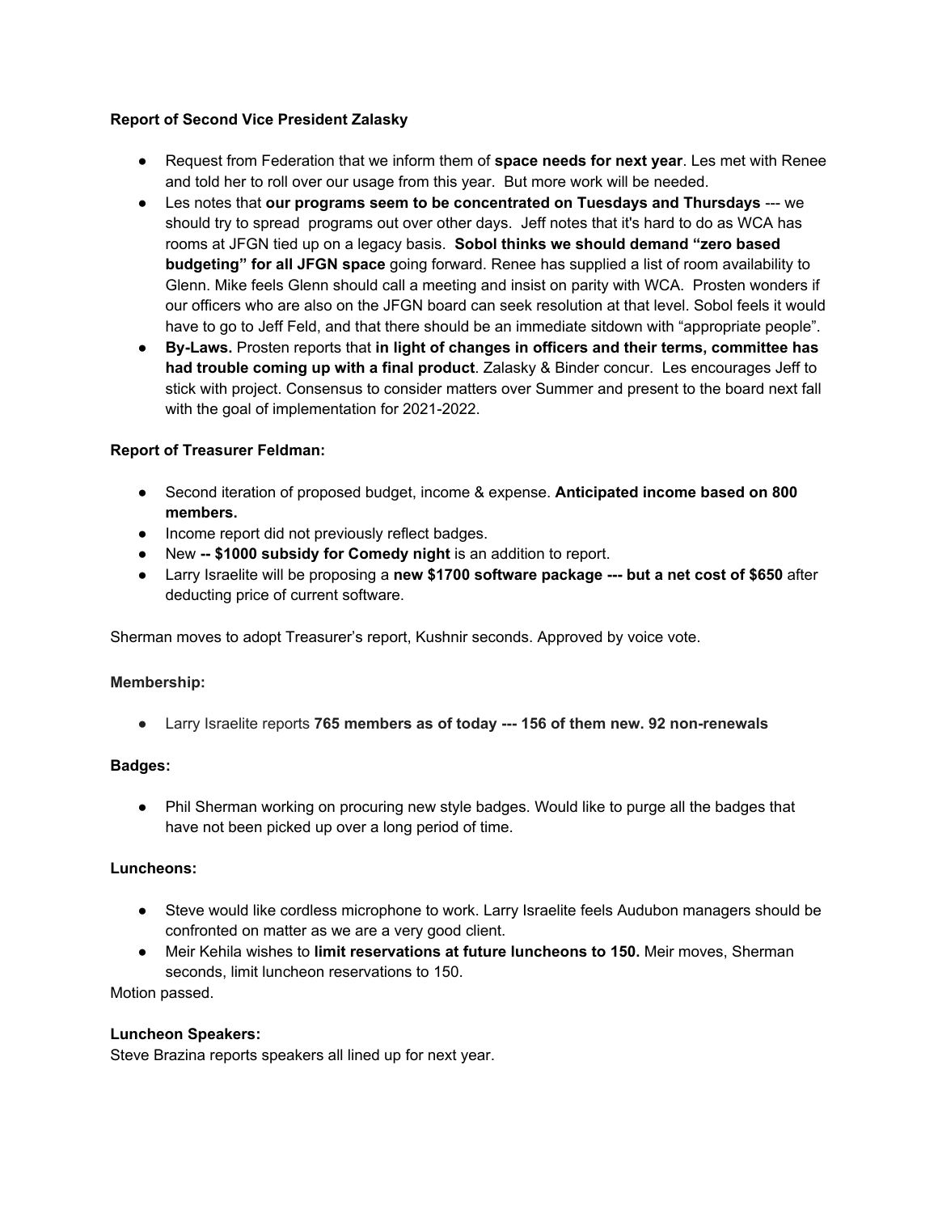**Report of Second Vice President Zalasky**

- Request from Federation that we inform them of **space needs for next year**. Les met with Renee and told her to roll over our usage from this year. But more work will be needed.
- Les notes that **our programs seem to be concentrated on Tuesdays and Thursdays** --- we should try to spread programs out over other days. Jeff notes that it's hard to do as WCA has rooms at JFGN tied up on a legacy basis. **Sobol thinks we should demand "zero based budgeting" for all JFGN space** going forward. Renee has supplied a list of room availability to Glenn. Mike feels Glenn should call a meeting and insist on parity with WCA. Prosten wonders if our officers who are also on the JFGN board can seek resolution at that level. Sobol feels it would have to go to Jeff Feld, and that there should be an immediate sitdown with "appropriate people".
- **By-Laws.** Prosten reports that **in light of changes in officers and their terms, committee has had trouble coming up with a final product**. Zalasky & Binder concur. Les encourages Jeff to stick with project. Consensus to consider matters over Summer and present to the board next fall with the goal of implementation for 2021-2022.

**Report of Treasurer Feldman:**

- Second iteration of proposed budget, income & expense. **Anticipated income based on 800 members.**
- Income report did not previously reflect badges.
- New **-- $1000 subsidy for Comedy night** is an addition to report.
- Larry Israelite will be proposing a **new $1700 software package --- but a net cost of $650** after deducting price of current software.

Sherman moves to adopt Treasurer's report, Kushnir seconds. Approved by voice vote.

**Membership:**

- Larry Israelite reports **765 members as of today --- 156 of them new. 92 non-renewals**

**Badges:**

- Phil Sherman working on procuring new style badges. Would like to purge all the badges that have not been picked up over a long period of time.

**Luncheons:**

- Steve would like cordless microphone to work. Larry Israelite feels Audubon managers should be confronted on matter as we are a very good client.
- Meir Kehila wishes to **limit reservations at future luncheons to 150.** Meir moves, Sherman seconds, limit luncheon reservations to 150.

Motion passed.

**Luncheon Speakers:**

Steve Brazina reports speakers all lined up for next year.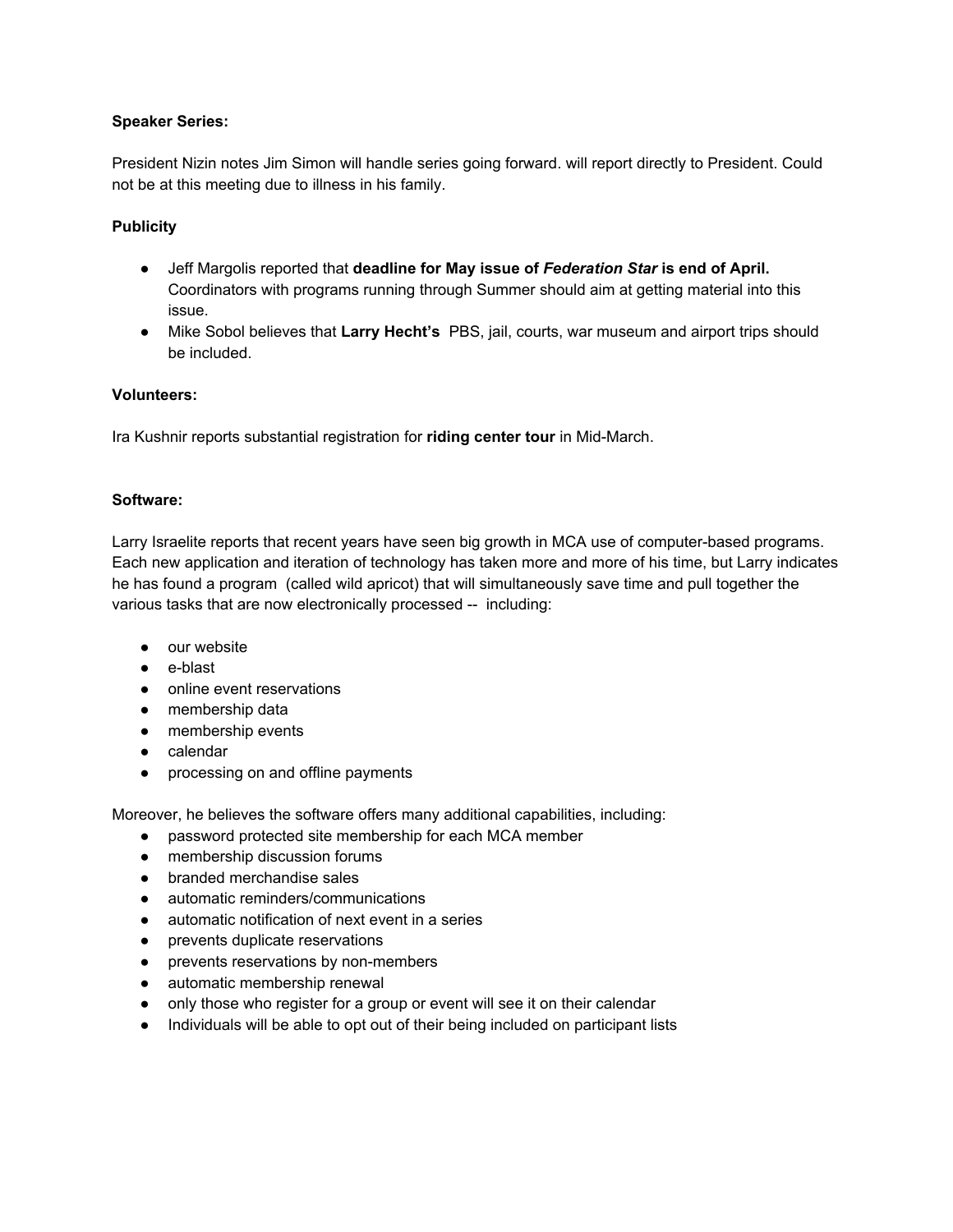**Speaker Series:**

President Nizin notes Jim Simon will handle series going forward. will report directly to President. Could not be at this meeting due to illness in his family.

**Publicity**

- Jeff Margolis reported that **deadline for May issue of *Federation Star* is end of April.** Coordinators with programs running through Summer should aim at getting material into this issue.
- Mike Sobol believes that **Larry Hecht's** PBS, jail, courts, war museum and airport trips should be included.

**Volunteers:**

Ira Kushnir reports substantial registration for **riding center tour** in Mid-March.

**Software:**

Larry Israelite reports that recent years have seen big growth in MCA use of computer-based programs. Each new application and iteration of technology has taken more and more of his time, but Larry indicates he has found a program (called wild apricot) that will simultaneously save time and pull together the various tasks that are now electronically processed -- including:

- our website
- e-blast
- online event reservations
- membership data
- membership events
- calendar
- processing on and offline payments

Moreover, he believes the software offers many additional capabilities, including:

- password protected site membership for each MCA member
- membership discussion forums
- branded merchandise sales
- automatic reminders/communications
- automatic notification of next event in a series
- prevents duplicate reservations
- prevents reservations by non-members
- automatic membership renewal
- only those who register for a group or event will see it on their calendar
- Individuals will be able to opt out of their being included on participant lists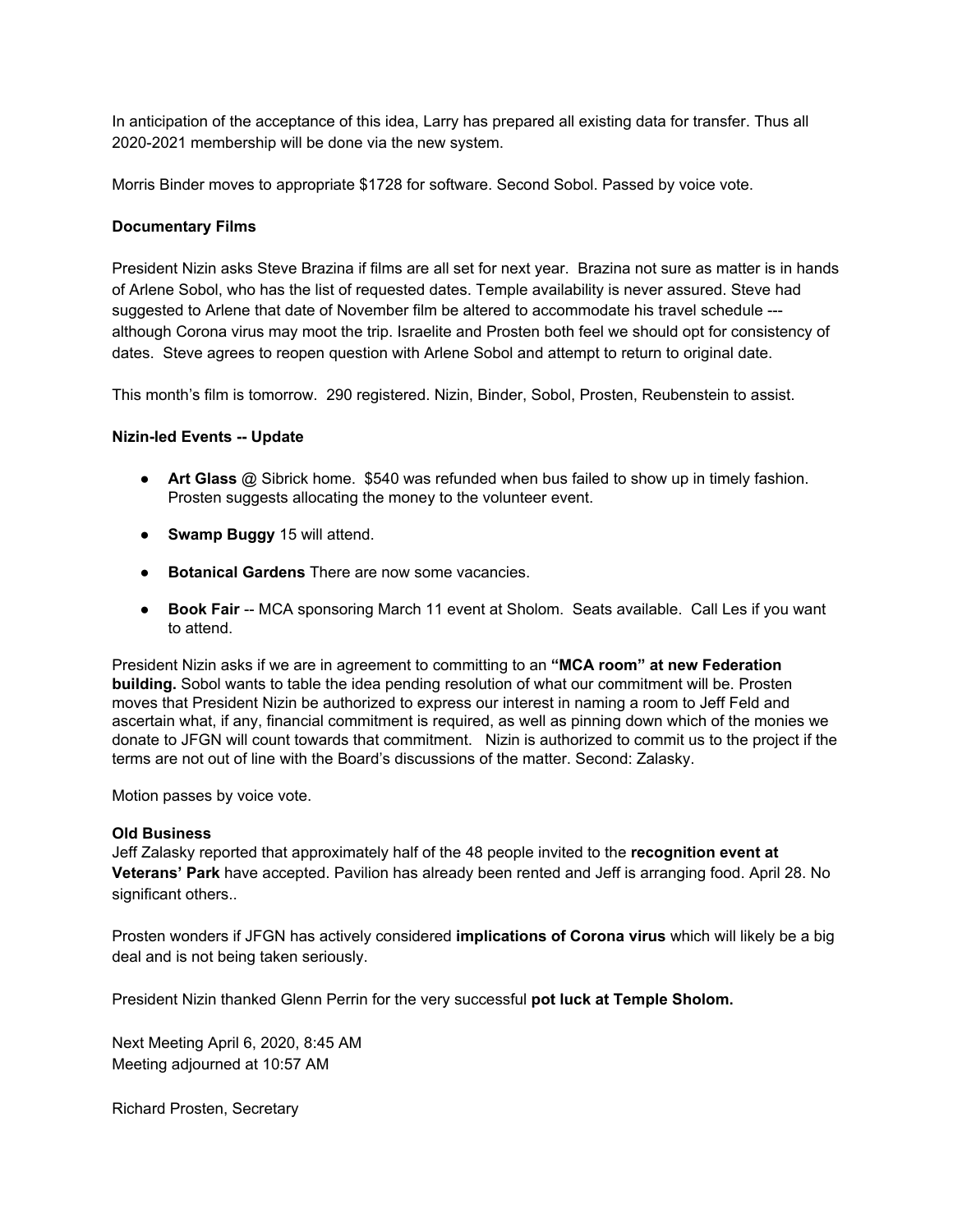In anticipation of the acceptance of this idea, Larry has prepared all existing data for transfer. Thus all 2020-2021 membership will be done via the new system.

Morris Binder moves to appropriate $1728 for software. Second Sobol. Passed by voice vote.

**Documentary Films**

President Nizin asks Steve Brazina if films are all set for next year. Brazina not sure as matter is in hands of Arlene Sobol, who has the list of requested dates. Temple availability is never assured. Steve had suggested to Arlene that date of November film be altered to accommodate his travel schedule --- although Corona virus may moot the trip. Israelite and Prosten both feel we should opt for consistency of dates. Steve agrees to reopen question with Arlene Sobol and attempt to return to original date.

This month's film is tomorrow. 290 registered. Nizin, Binder, Sobol, Prosten, Reubenstein to assist.

**Nizin-led Events -- Update**

- **Art Glass** @ Sibrick home. $540 was refunded when bus failed to show up in timely fashion. Prosten suggests allocating the money to the volunteer event.
- **Swamp Buggy** 15 will attend.
- **Botanical Gardens** There are now some vacancies.
- **Book Fair** -- MCA sponsoring March 11 event at Sholom. Seats available. Call Les if you want to attend.

President Nizin asks if we are in agreement to committing to an **"MCA room" at new Federation building.** Sobol wants to table the idea pending resolution of what our commitment will be. Prosten moves that President Nizin be authorized to express our interest in naming a room to Jeff Feld and ascertain what, if any, financial commitment is required, as well as pinning down which of the monies we donate to JFGN will count towards that commitment. Nizin is authorized to commit us to the project if the terms are not out of line with the Board's discussions of the matter. Second: Zalasky.

Motion passes by voice vote.

**Old Business**

Jeff Zalasky reported that approximately half of the 48 people invited to the **recognition event at Veterans' Park** have accepted. Pavilion has already been rented and Jeff is arranging food. April 28. No significant others..

Prosten wonders if JFGN has actively considered **implications of Corona virus** which will likely be a big deal and is not being taken seriously.

President Nizin thanked Glenn Perrin for the very successful **pot luck at Temple Sholom.**

Next Meeting April 6, 2020, 8:45 AM
Meeting adjourned at 10:57 AM

Richard Prosten, Secretary